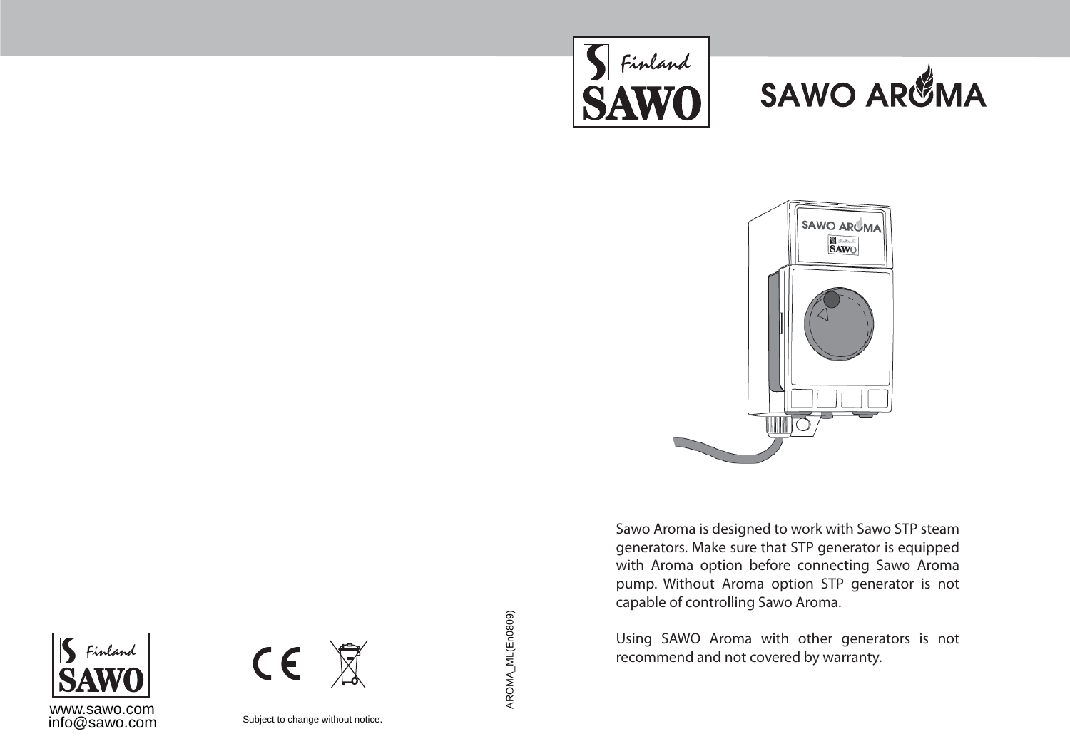# SAWO AROMA

Sawo Aroma is designed to work with Sawo STP steam generators. Make sure that STP generator is equipped with Aroma option before connecting Sawo Aroma pump. Without Aroma option STP generator is not capable of controlling Sawo Aroma.

Using SAWO Aroma with other generators is not recommend and not covered by warranty.

AROMA_ML(En0809)

www.sawo.com
info@sawo.com

Subject to change without notice.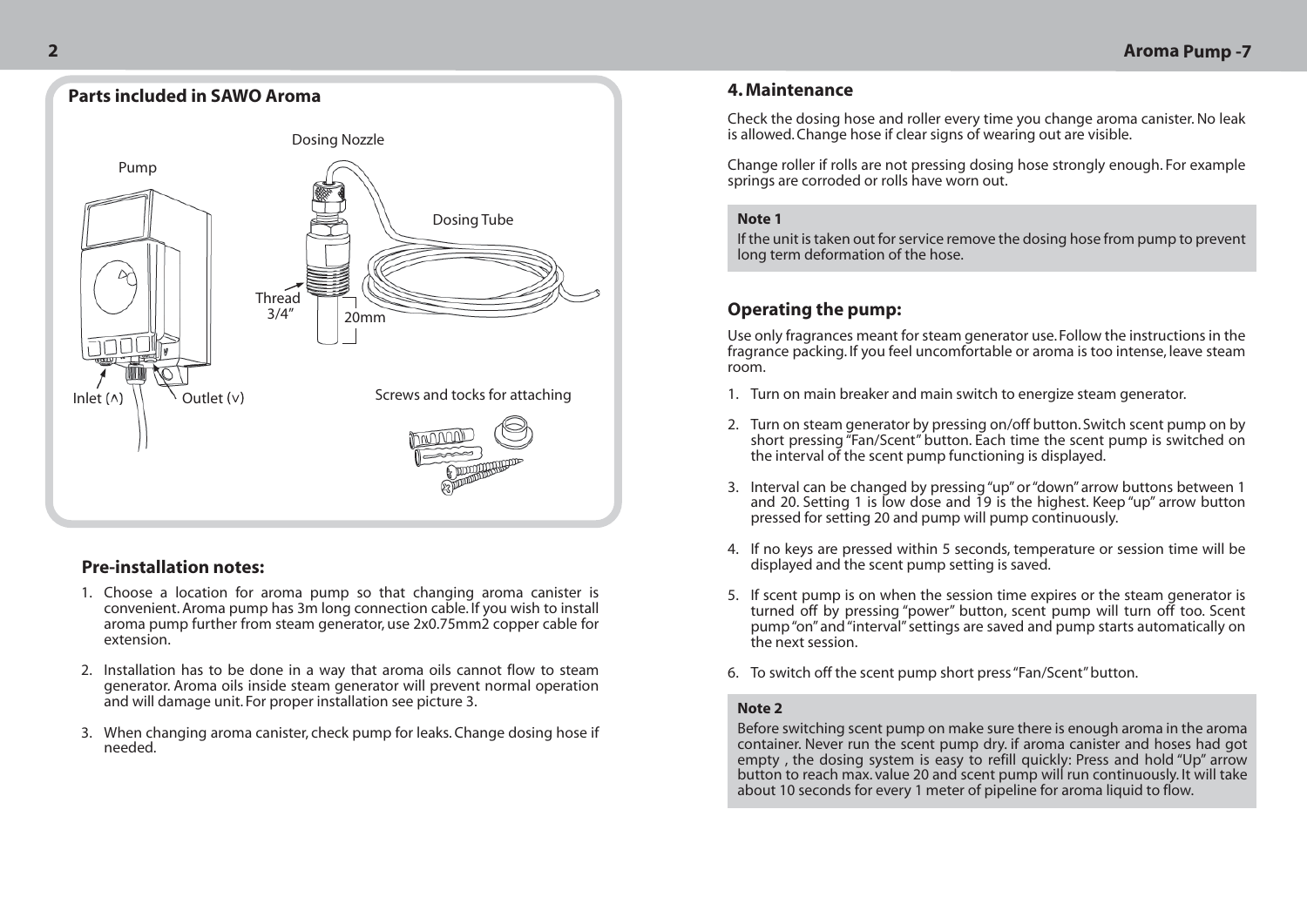## Parts included in SAWO Aroma

Pump

Dosing Nozzle

Dosing Tube

Thread 3/4"

20mm

Inlet (∧)

Outlet (∨)

Screws and tocks for attaching

### Pre-installation notes:

1. Choose a location for aroma pump so that changing aroma canister is convenient. Aroma pump has 3m long connection cable. If you wish to install aroma pump further from steam generator, use 2x0.75mm2 copper cable for extension.
2. Installation has to be done in a way that aroma oils cannot flow to steam generator. Aroma oils inside steam generator will prevent normal operation and will damage unit. For proper installation see picture 3.
3. When changing aroma canister, check pump for leaks. Change dosing hose if needed.

## 4. Maintenance

Check the dosing hose and roller every time you change aroma canister. No leak is allowed. Change hose if clear signs of wearing out are visible.

Change roller if rolls are not pressing dosing hose strongly enough. For example springs are corroded or rolls have worn out.

**Note 1**

If the unit is taken out for service remove the dosing hose from pump to prevent long term deformation of the hose.

### Operating the pump:

Use only fragrances meant for steam generator use. Follow the instructions in the fragrance packing. If you feel uncomfortable or aroma is too intense, leave steam room.

1. Turn on main breaker and main switch to energize steam generator.
2. Turn on steam generator by pressing on/off button. Switch scent pump on by short pressing "Fan/Scent" button. Each time the scent pump is switched on the interval of the scent pump functioning is displayed.
3. Interval can be changed by pressing "up" or "down" arrow buttons between 1 and 20. Setting 1 is low dose and 19 is the highest. Keep "up" arrow button pressed for setting 20 and pump will pump continuously.
4. If no keys are pressed within 5 seconds, temperature or session time will be displayed and the scent pump setting is saved.
5. If scent pump is on when the session time expires or the steam generator is turned off by pressing "power" button, scent pump will turn off too. Scent pump "on" and "interval" settings are saved and pump starts automatically on the next session.
6. To switch off the scent pump short press "Fan/Scent" button.

**Note 2**

Before switching scent pump on make sure there is enough aroma in the aroma container. Never run the scent pump dry. if aroma canister and hoses had got empty , the dosing system is easy to refill quickly: Press and hold "Up" arrow button to reach max. value 20 and scent pump will run continuously. It will take about 10 seconds for every 1 meter of pipeline for aroma liquid to flow.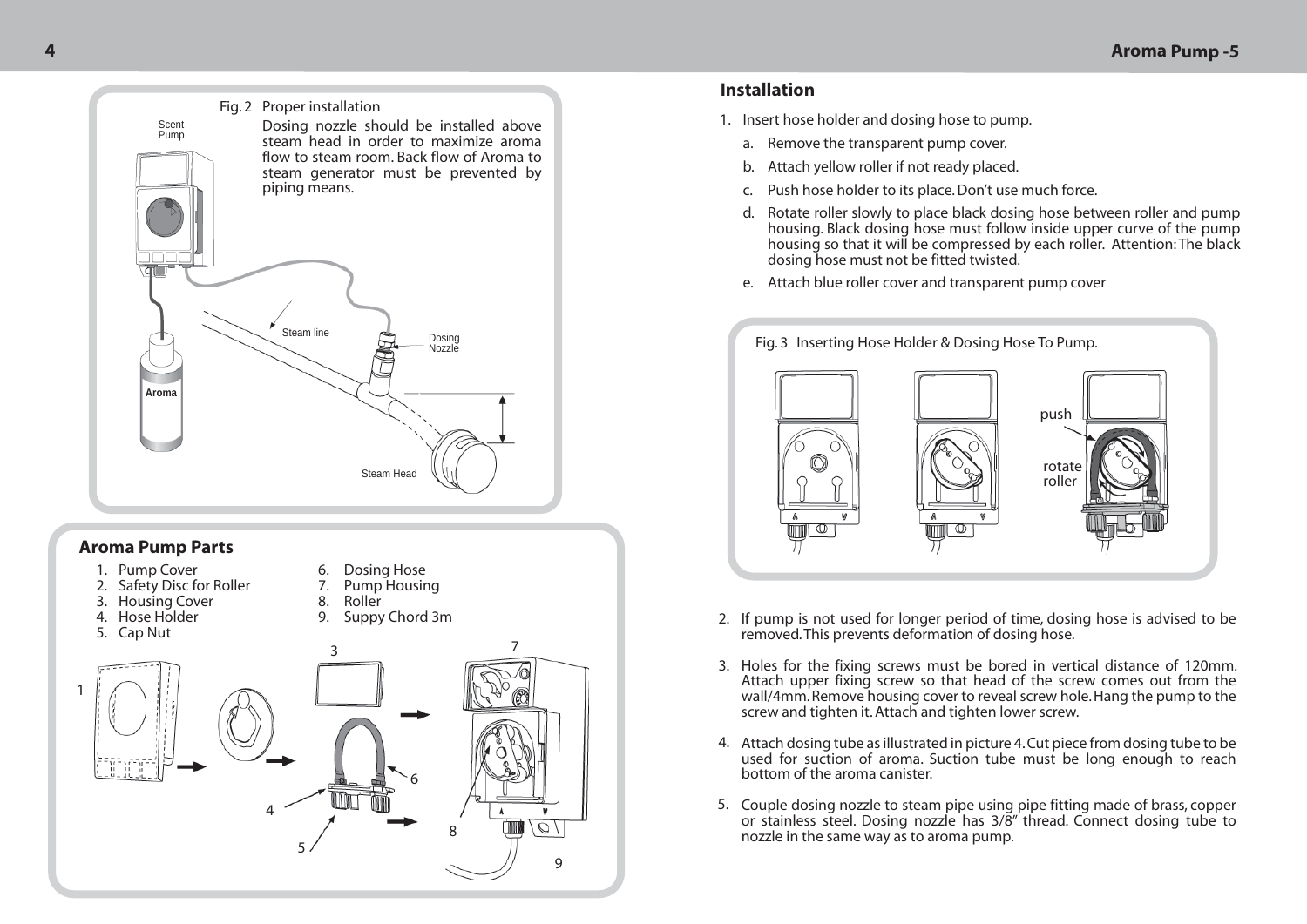Fig. 2 Proper installation

Dosing nozzle should be installed above steam head in order to maximize aroma flow to steam room. Back flow of Aroma to steam generator must be prevented by piping means.

Scent Pump

Steam line

Dosing Nozzle

Aroma

Steam Head

## Aroma Pump Parts

1. Pump Cover
2. Safety Disc for Roller
3. Housing Cover
4. Hose Holder
5. Cap Nut
6. Dosing Hose
7. Pump Housing
8. Roller
9. Suppy Chord 3m

## Installation

1. Insert hose holder and dosing hose to pump.
   a. Remove the transparent pump cover.
   b. Attach yellow roller if not ready placed.
   c. Push hose holder to its place. Don't use much force.
   d. Rotate roller slowly to place black dosing hose between roller and pump housing. Black dosing hose must follow inside upper curve of the pump housing so that it will be compressed by each roller. Attention: The black dosing hose must not be fitted twisted.
   e. Attach blue roller cover and transparent pump cover

Fig. 3 Inserting Hose Holder & Dosing Hose To Pump.

push

rotate roller

2. If pump is not used for longer period of time, dosing hose is advised to be removed. This prevents deformation of dosing hose.
3. Holes for the fixing screws must be bored in vertical distance of 120mm. Attach upper fixing screw so that head of the screw comes out from the wall/4mm. Remove housing cover to reveal screw hole. Hang the pump to the screw and tighten it. Attach and tighten lower screw.
4. Attach dosing tube as illustrated in picture 4. Cut piece from dosing tube to be used for suction of aroma. Suction tube must be long enough to reach bottom of the aroma canister.
5. Couple dosing nozzle to steam pipe using pipe fitting made of brass, copper or stainless steel. Dosing nozzle has 3/8" thread. Connect dosing tube to nozzle in the same way as to aroma pump.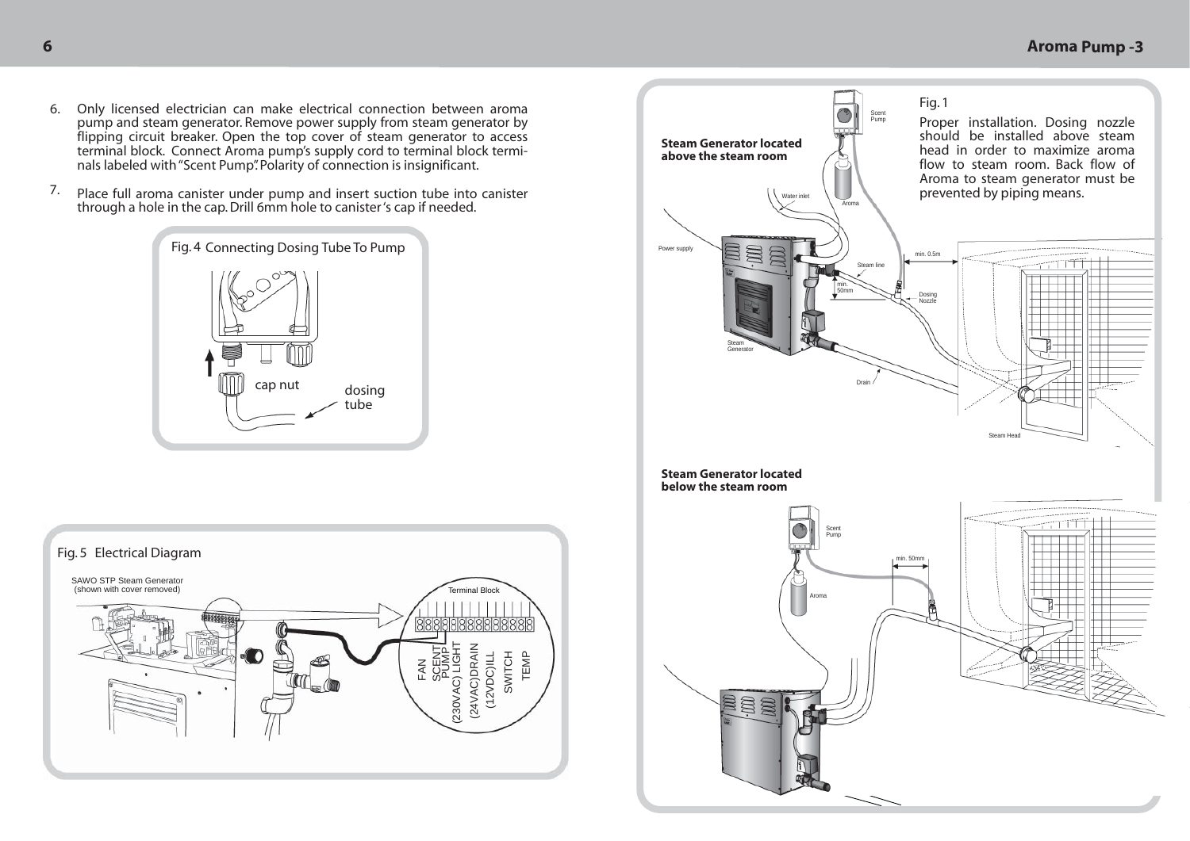6. Only licensed electrician can make electrical connection between aroma pump and steam generator. Remove power supply from steam generator by flipping circuit breaker. Open the top cover of steam generator to access terminal block. Connect Aroma pump's supply cord to terminal block terminals labeled with "Scent Pump". Polarity of connection is insignificant.

7. Place full aroma canister under pump and insert suction tube into canister through a hole in the cap. Drill 6mm hole to canister 's cap if needed.

Fig. 4 Connecting Dosing Tube To Pump

cap nut

dosing tube

Fig. 5 Electrical Diagram

SAWO STP Steam Generator (shown with cover removed)

Terminal Block

FAN
SCENT PUMP
(230VAC) LIGHT
(24VAC)DRAIN
(12VDC)ILL
SWITCH
TEMP

Fig. 1

Proper installation. Dosing nozzle should be installed above steam head in order to maximize aroma flow to steam room. Back flow of Aroma to steam generator must be prevented by piping means.

**Steam Generator located above the steam room**

Scent Pump

Aroma

Water inlet

Power supply

Steam line

min. 50mm

min. 0.5m

Dosing Nozzle

Steam Generator

Drain

Steam Head

**Steam Generator located below the steam room**

Scent Pump

Aroma

min. 50mm